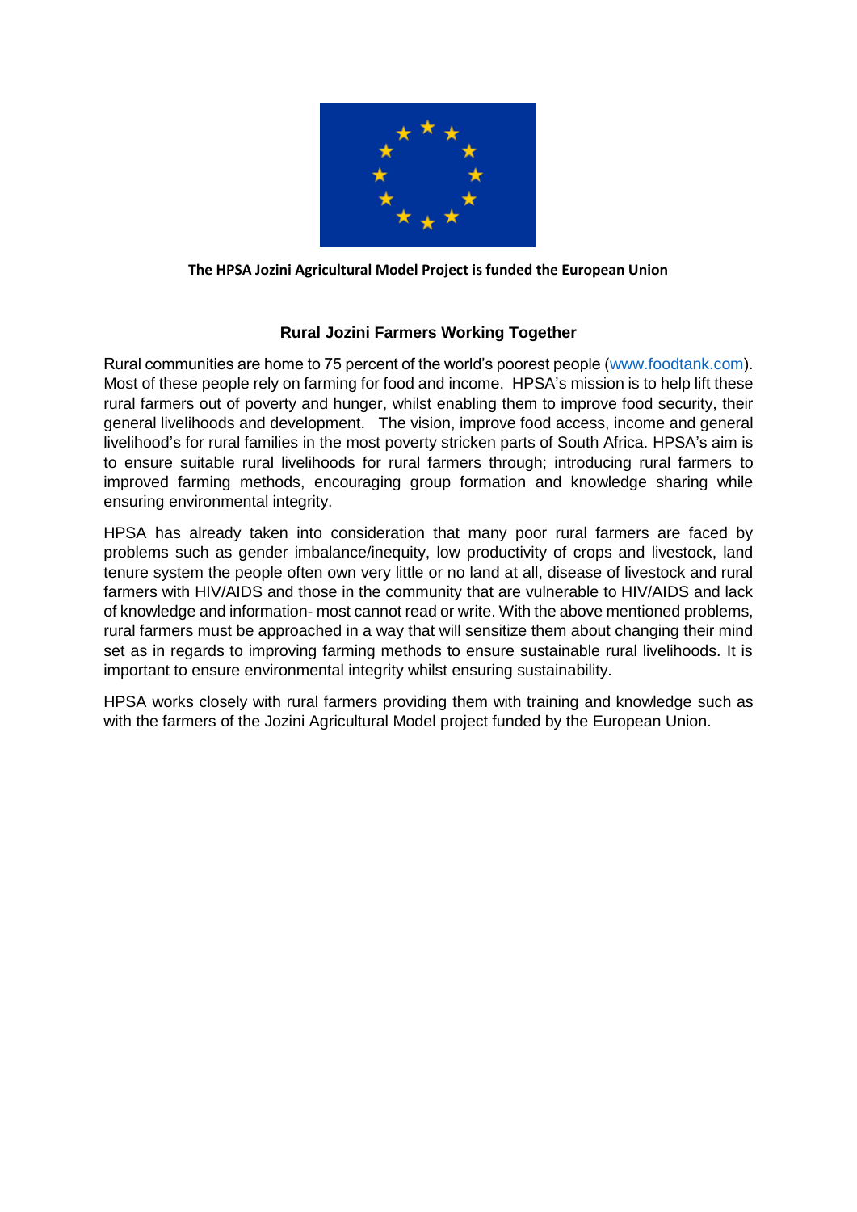**The HPSA Jozini Agricultural Model Project is funded the European Union**

## Rural Jozini Farmers Working Together

Rural communities are home to 75 percent of the world's poorest people (www.foodtank.com). Most of these people rely on farming for food and income. HPSA's mission is to help lift these rural farmers out of poverty and hunger, whilst enabling them to improve food security, their general livelihoods and development. The vision, improve food access, income and general livelihood's for rural families in the most poverty stricken parts of South Africa. HPSA's aim is to ensure suitable rural livelihoods for rural farmers through; introducing rural farmers to improved farming methods, encouraging group formation and knowledge sharing while ensuring environmental integrity.

HPSA has already taken into consideration that many poor rural farmers are faced by problems such as gender imbalance/inequity, low productivity of crops and livestock, land tenure system the people often own very little or no land at all, disease of livestock and rural farmers with HIV/AIDS and those in the community that are vulnerable to HIV/AIDS and lack of knowledge and information- most cannot read or write. With the above mentioned problems, rural farmers must be approached in a way that will sensitize them about changing their mind set as in regards to improving farming methods to ensure sustainable rural livelihoods. It is important to ensure environmental integrity whilst ensuring sustainability.

HPSA works closely with rural farmers providing them with training and knowledge such as with the farmers of the Jozini Agricultural Model project funded by the European Union.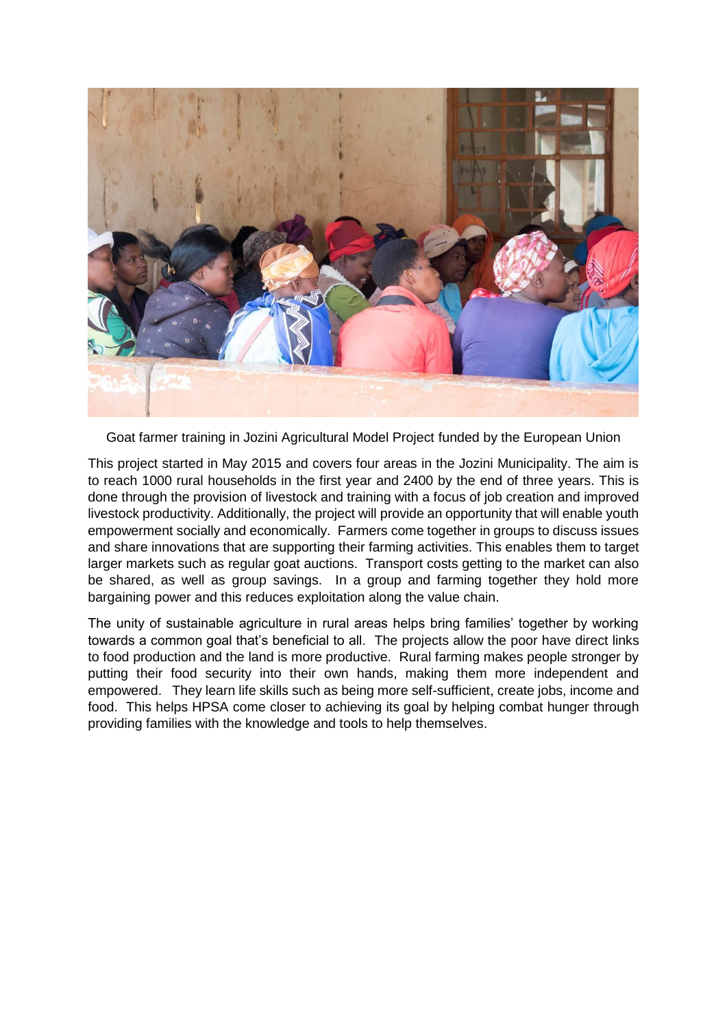Goat farmer training in Jozini Agricultural Model Project funded by the European Union

This project started in May 2015 and covers four areas in the Jozini Municipality. The aim is to reach 1000 rural households in the first year and 2400 by the end of three years. This is done through the provision of livestock and training with a focus of job creation and improved livestock productivity. Additionally, the project will provide an opportunity that will enable youth empowerment socially and economically. Farmers come together in groups to discuss issues and share innovations that are supporting their farming activities. This enables them to target larger markets such as regular goat auctions. Transport costs getting to the market can also be shared, as well as group savings. In a group and farming together they hold more bargaining power and this reduces exploitation along the value chain.

The unity of sustainable agriculture in rural areas helps bring families' together by working towards a common goal that's beneficial to all. The projects allow the poor have direct links to food production and the land is more productive. Rural farming makes people stronger by putting their food security into their own hands, making them more independent and empowered. They learn life skills such as being more self-sufficient, create jobs, income and food. This helps HPSA come closer to achieving its goal by helping combat hunger through providing families with the knowledge and tools to help themselves.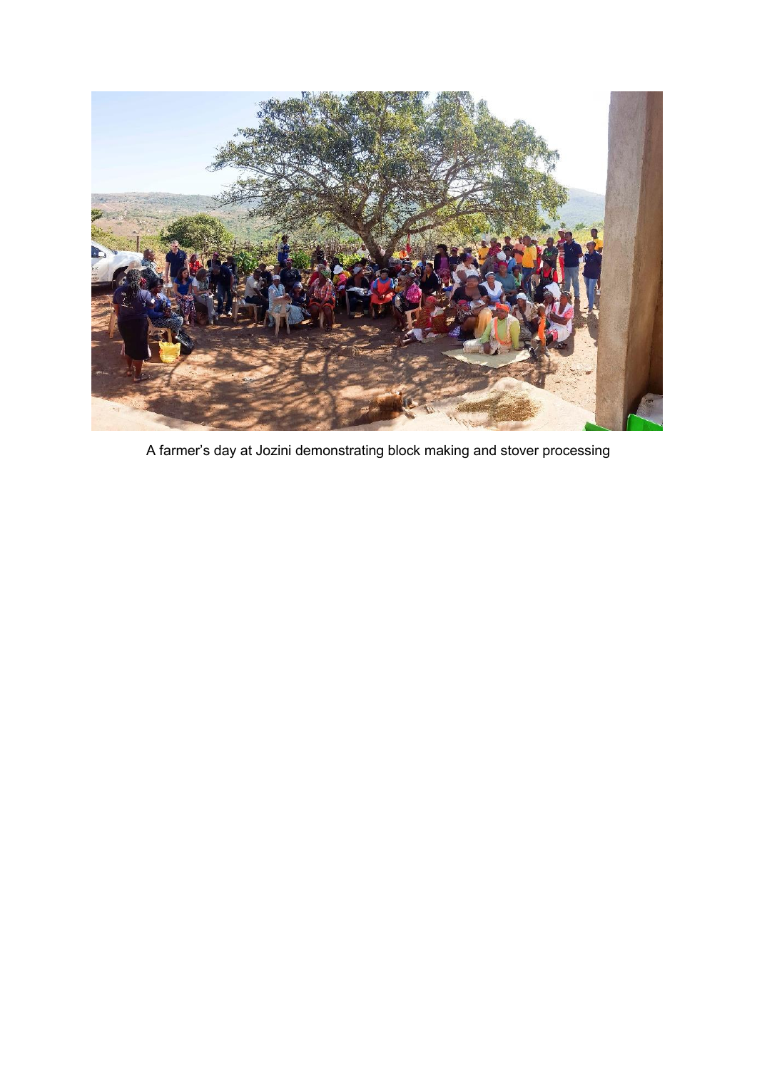A farmer’s day at Jozini demonstrating block making and stover processing